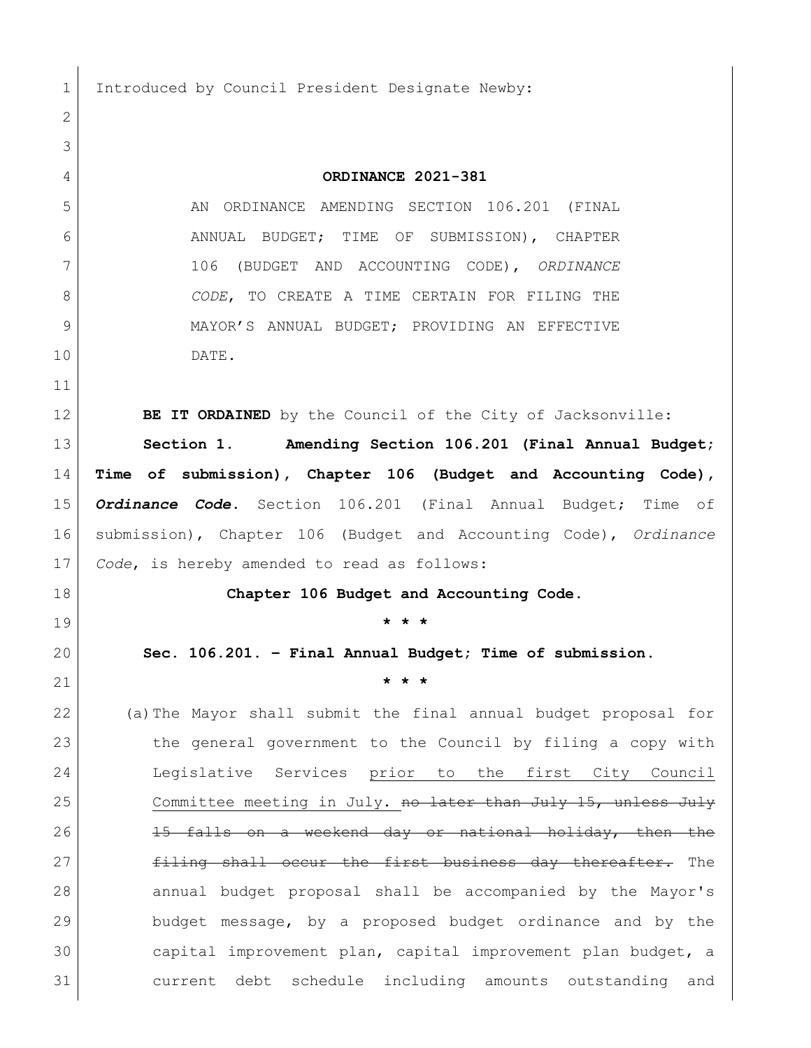Introduced by Council President Designate Newby:

**ORDINANCE 2021-381**

AN ORDINANCE AMENDING SECTION 106.201 (FINAL ANNUAL BUDGET; TIME OF SUBMISSION), CHAPTER 106 (BUDGET AND ACCOUNTING CODE), *ORDINANCE CODE*, TO CREATE A TIME CERTAIN FOR FILING THE MAYOR'S ANNUAL BUDGET; PROVIDING AN EFFECTIVE DATE.

**BE IT ORDAINED** by the Council of the City of Jacksonville:

**Section 1. Amending Section 106.201 (Final Annual Budget; Time of submission), Chapter 106 (Budget and Accounting Code), *Ordinance Code*.** Section 106.201 (Final Annual Budget; Time of submission), Chapter 106 (Budget and Accounting Code), *Ordinance Code*, is hereby amended to read as follows:

**Chapter 106 Budget and Accounting Code.**

**\* \* \***

**Sec. 106.201. – Final Annual Budget; Time of submission.**

**\* \* \***

(a) The Mayor shall submit the final annual budget proposal for the general government to the Council by filing a copy with Legislative Services <u>prior to the first City Council Committee meeting in July.</u> ~~no later than July 15, unless July 15 falls on a weekend day or national holiday, then the filing shall occur the first business day thereafter.~~ The annual budget proposal shall be accompanied by the Mayor's budget message, by a proposed budget ordinance and by the capital improvement plan, capital improvement plan budget, a current debt schedule including amounts outstanding and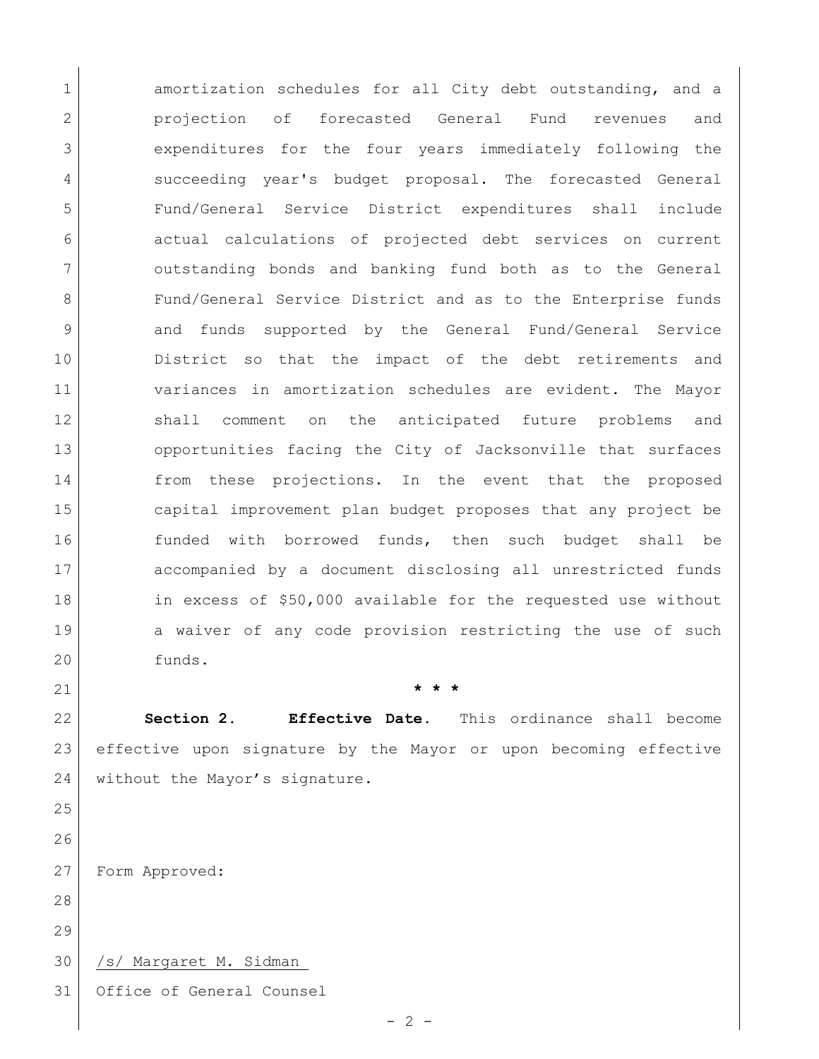amortization schedules for all City debt outstanding, and a projection of forecasted General Fund revenues and expenditures for the four years immediately following the succeeding year's budget proposal. The forecasted General Fund/General Service District expenditures shall include actual calculations of projected debt services on current outstanding bonds and banking fund both as to the General Fund/General Service District and as to the Enterprise funds and funds supported by the General Fund/General Service District so that the impact of the debt retirements and variances in amortization schedules are evident. The Mayor shall comment on the anticipated future problems and opportunities facing the City of Jacksonville that surfaces from these projections. In the event that the proposed capital improvement plan budget proposes that any project be funded with borrowed funds, then such budget shall be accompanied by a document disclosing all unrestricted funds in excess of $50,000 available for the requested use without a waiver of any code provision restricting the use of such funds.

**\* \* \***

**Section 2. Effective Date.** This ordinance shall become effective upon signature by the Mayor or upon becoming effective without the Mayor's signature.

Form Approved:

/s/ Margaret M. Sidman

Office of General Counsel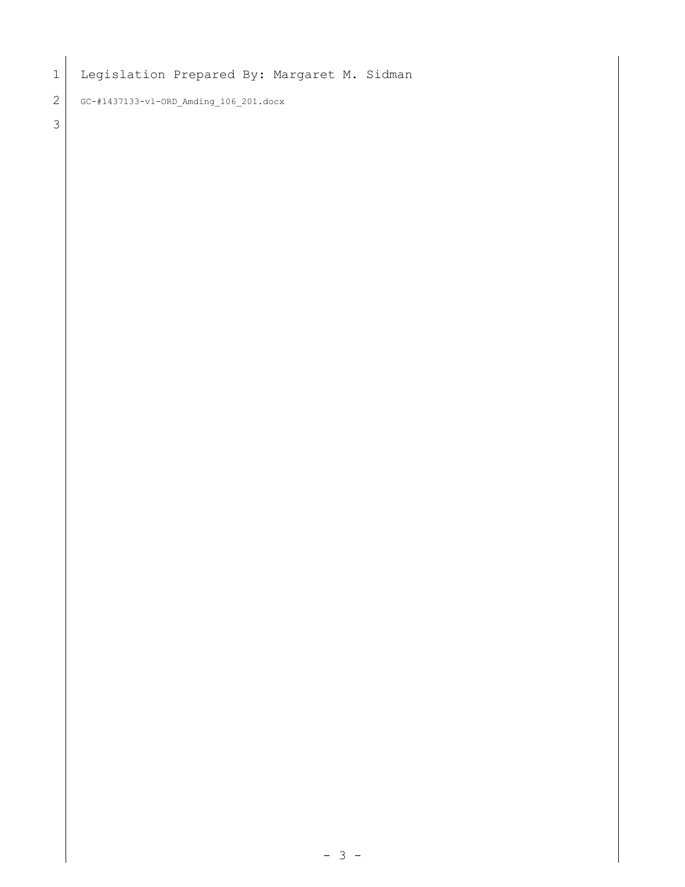Legislation Prepared By: Margaret M. Sidman

GC-#1437133-v1-ORD_Amding_106_201.docx